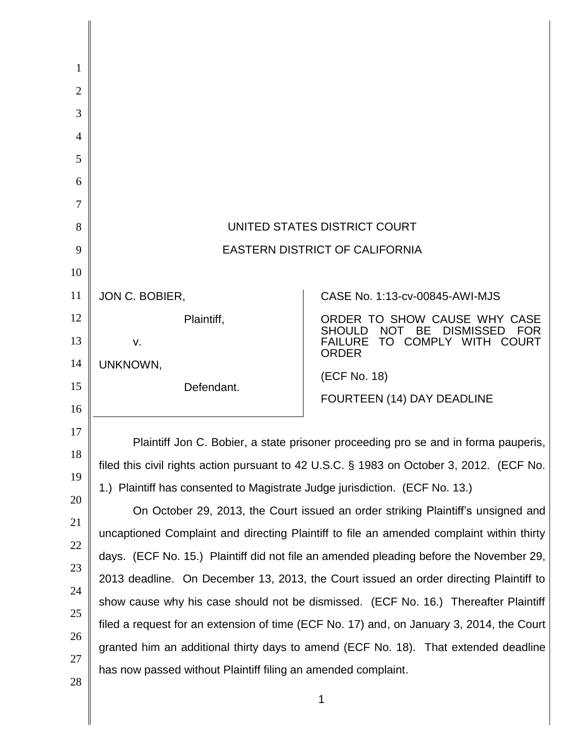UNITED STATES DISTRICT COURT

EASTERN DISTRICT OF CALIFORNIA

| | |
|---|---|
| JON C. BOBIER,<br><br>Plaintiff,<br><br>v.<br><br>UNKNOWN,<br><br>Defendant. | CASE No. 1:13-cv-00845-AWI-MJS<br><br>ORDER TO SHOW CAUSE WHY CASE SHOULD NOT BE DISMISSED FOR FAILURE TO COMPLY WITH COURT ORDER<br><br>(ECF No. 18)<br><br>FOURTEEN (14) DAY DEADLINE |

Plaintiff Jon C. Bobier, a state prisoner proceeding pro se and in forma pauperis, filed this civil rights action pursuant to 42 U.S.C. § 1983 on October 3, 2012. (ECF No. 1.) Plaintiff has consented to Magistrate Judge jurisdiction. (ECF No. 13.)

On October 29, 2013, the Court issued an order striking Plaintiff's unsigned and uncaptioned Complaint and directing Plaintiff to file an amended complaint within thirty days. (ECF No. 15.) Plaintiff did not file an amended pleading before the November 29, 2013 deadline. On December 13, 2013, the Court issued an order directing Plaintiff to show cause why his case should not be dismissed. (ECF No. 16.) Thereafter Plaintiff filed a request for an extension of time (ECF No. 17) and, on January 3, 2014, the Court granted him an additional thirty days to amend (ECF No. 18). That extended deadline has now passed without Plaintiff filing an amended complaint.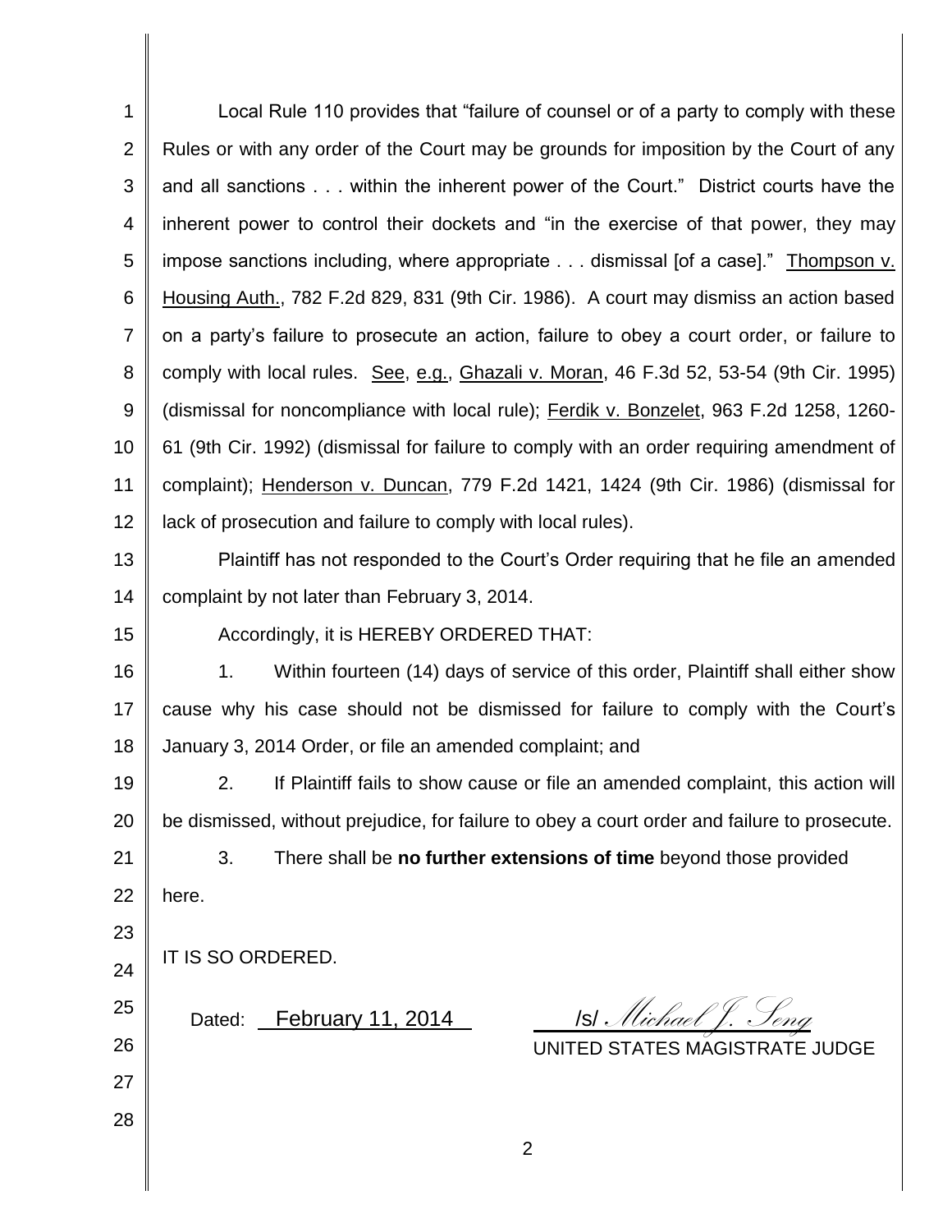Local Rule 110 provides that "failure of counsel or of a party to comply with these Rules or with any order of the Court may be grounds for imposition by the Court of any and all sanctions . . . within the inherent power of the Court." District courts have the inherent power to control their dockets and "in the exercise of that power, they may impose sanctions including, where appropriate . . . dismissal [of a case]." Thompson v. Housing Auth., 782 F.2d 829, 831 (9th Cir. 1986). A court may dismiss an action based on a party's failure to prosecute an action, failure to obey a court order, or failure to comply with local rules. See, e.g., Ghazali v. Moran, 46 F.3d 52, 53-54 (9th Cir. 1995) (dismissal for noncompliance with local rule); Ferdik v. Bonzelet, 963 F.2d 1258, 1260-61 (9th Cir. 1992) (dismissal for failure to comply with an order requiring amendment of complaint); Henderson v. Duncan, 779 F.2d 1421, 1424 (9th Cir. 1986) (dismissal for lack of prosecution and failure to comply with local rules).

Plaintiff has not responded to the Court's Order requiring that he file an amended complaint by not later than February 3, 2014.

Accordingly, it is HEREBY ORDERED THAT:

1. Within fourteen (14) days of service of this order, Plaintiff shall either show cause why his case should not be dismissed for failure to comply with the Court's January 3, 2014 Order, or file an amended complaint; and

2. If Plaintiff fails to show cause or file an amended complaint, this action will be dismissed, without prejudice, for failure to obey a court order and failure to prosecute.

3. There shall be **no further extensions of time** beyond those provided here.

IT IS SO ORDERED.

Dated: February 11, 2014

/s/ *Michael J. Seng*
UNITED STATES MAGISTRATE JUDGE